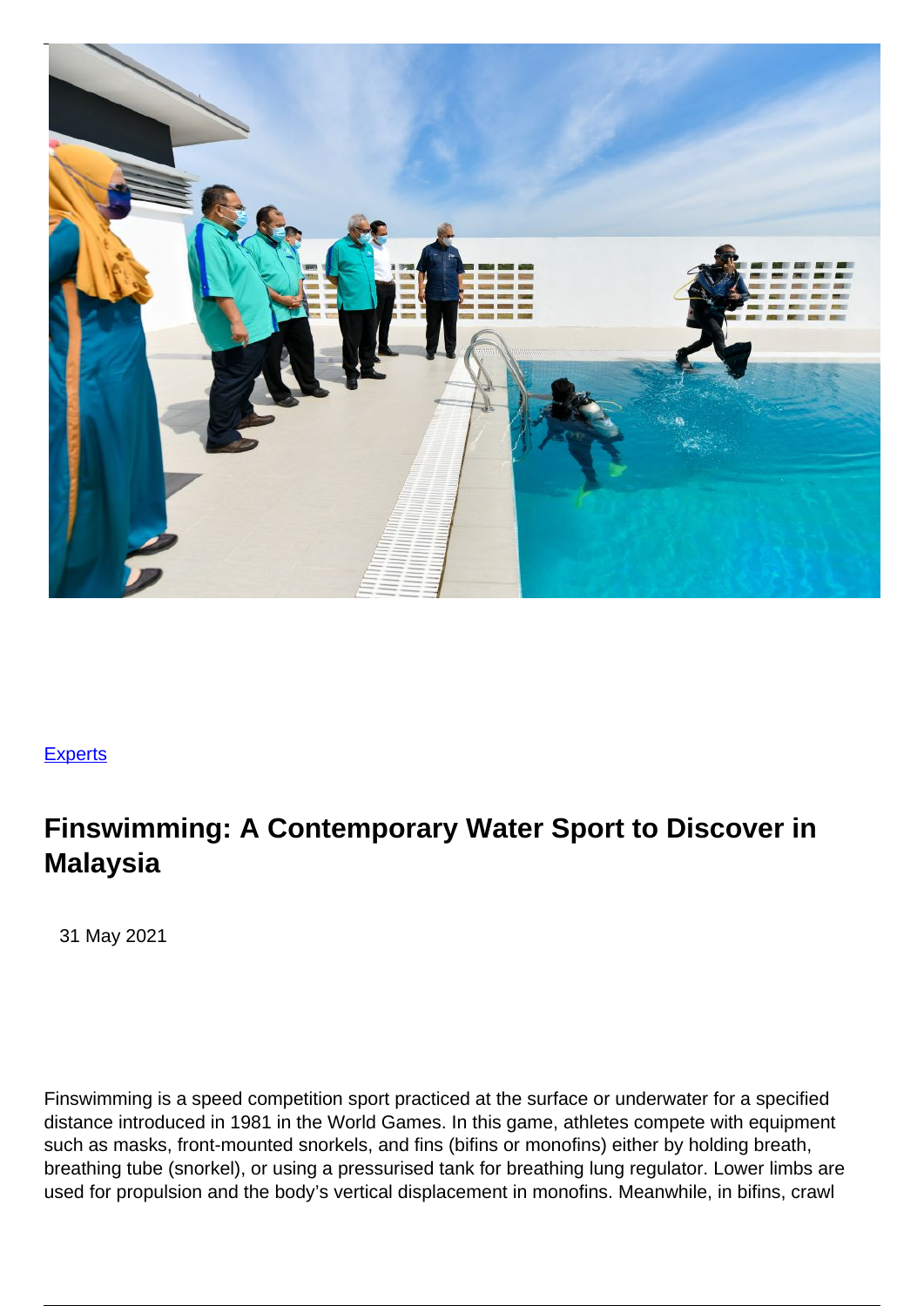[Experts](#)

# Finswimming: A Contemporary Water Sport to Discover in Malaysia

31 May 2021

Finswimming is a speed competition sport practiced at the surface or underwater for a specified distance introduced in 1981 in the World Games. In this game, athletes compete with equipment such as masks, front-mounted snorkels, and fins (bifins or monofins) either by holding breath, breathing tube (snorkel), or using a pressurised tank for breathing lung regulator. Lower limbs are used for propulsion and the body's vertical displacement in monofins. Meanwhile, in bifins, crawl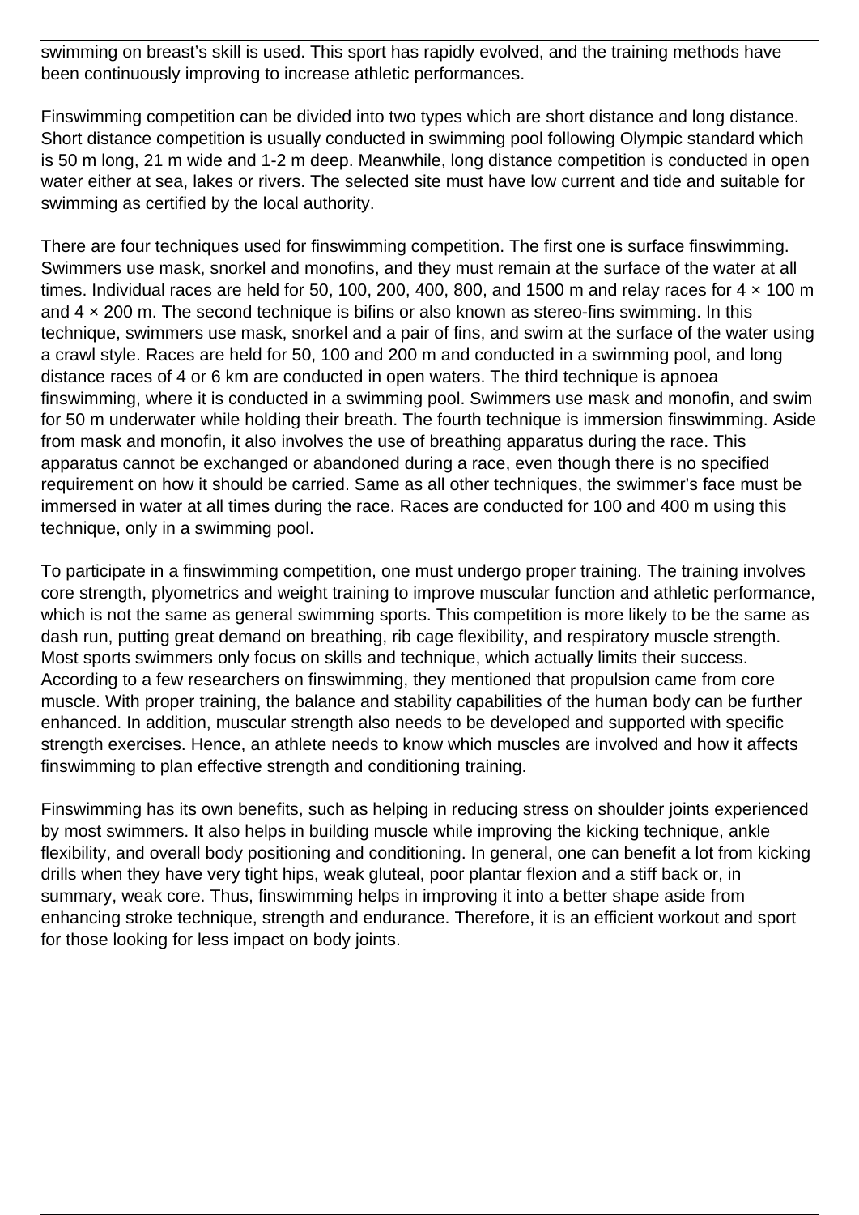swimming on breast's skill is used. This sport has rapidly evolved, and the training methods have been continuously improving to increase athletic performances.

Finswimming competition can be divided into two types which are short distance and long distance. Short distance competition is usually conducted in swimming pool following Olympic standard which is 50 m long, 21 m wide and 1-2 m deep. Meanwhile, long distance competition is conducted in open water either at sea, lakes or rivers. The selected site must have low current and tide and suitable for swimming as certified by the local authority.

There are four techniques used for finswimming competition. The first one is surface finswimming. Swimmers use mask, snorkel and monofins, and they must remain at the surface of the water at all times. Individual races are held for 50, 100, 200, 400, 800, and 1500 m and relay races for 4 × 100 m and 4 × 200 m. The second technique is bifins or also known as stereo-fins swimming. In this technique, swimmers use mask, snorkel and a pair of fins, and swim at the surface of the water using a crawl style. Races are held for 50, 100 and 200 m and conducted in a swimming pool, and long distance races of 4 or 6 km are conducted in open waters. The third technique is apnoea finswimming, where it is conducted in a swimming pool. Swimmers use mask and monofin, and swim for 50 m underwater while holding their breath. The fourth technique is immersion finswimming. Aside from mask and monofin, it also involves the use of breathing apparatus during the race. This apparatus cannot be exchanged or abandoned during a race, even though there is no specified requirement on how it should be carried. Same as all other techniques, the swimmer's face must be immersed in water at all times during the race. Races are conducted for 100 and 400 m using this technique, only in a swimming pool.

To participate in a finswimming competition, one must undergo proper training. The training involves core strength, plyometrics and weight training to improve muscular function and athletic performance, which is not the same as general swimming sports. This competition is more likely to be the same as dash run, putting great demand on breathing, rib cage flexibility, and respiratory muscle strength. Most sports swimmers only focus on skills and technique, which actually limits their success. According to a few researchers on finswimming, they mentioned that propulsion came from core muscle. With proper training, the balance and stability capabilities of the human body can be further enhanced. In addition, muscular strength also needs to be developed and supported with specific strength exercises. Hence, an athlete needs to know which muscles are involved and how it affects finswimming to plan effective strength and conditioning training.

Finswimming has its own benefits, such as helping in reducing stress on shoulder joints experienced by most swimmers. It also helps in building muscle while improving the kicking technique, ankle flexibility, and overall body positioning and conditioning. In general, one can benefit a lot from kicking drills when they have very tight hips, weak gluteal, poor plantar flexion and a stiff back or, in summary, weak core. Thus, finswimming helps in improving it into a better shape aside from enhancing stroke technique, strength and endurance. Therefore, it is an efficient workout and sport for those looking for less impact on body joints.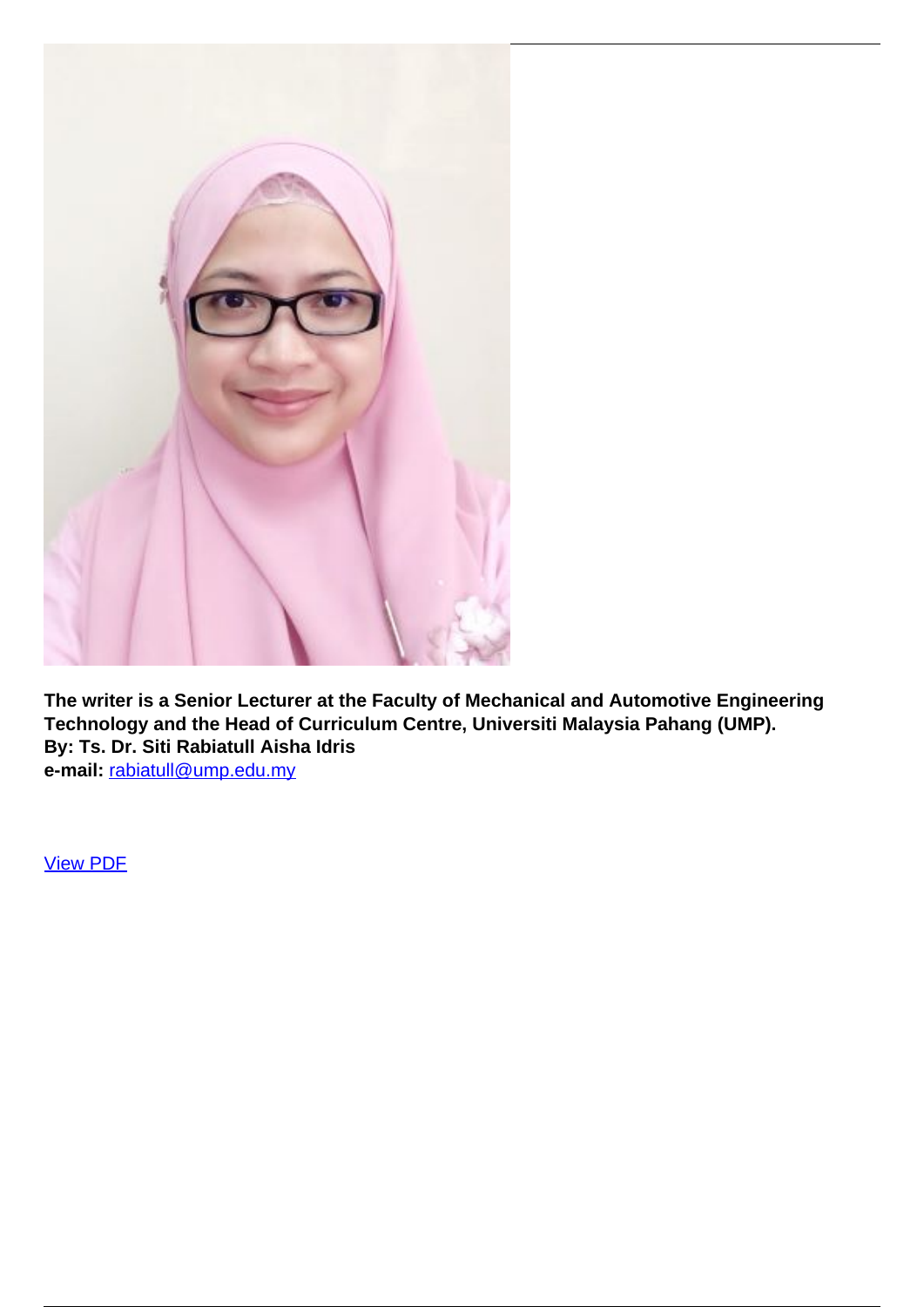**The writer is a Senior Lecturer at the Faculty of Mechanical and Automotive Engineering Technology and the Head of Curriculum Centre, Universiti Malaysia Pahang (UMP).**
**By: Ts. Dr. Siti Rabiatull Aisha Idris**
**e-mail:** rabiatull@ump.edu.my

View PDF